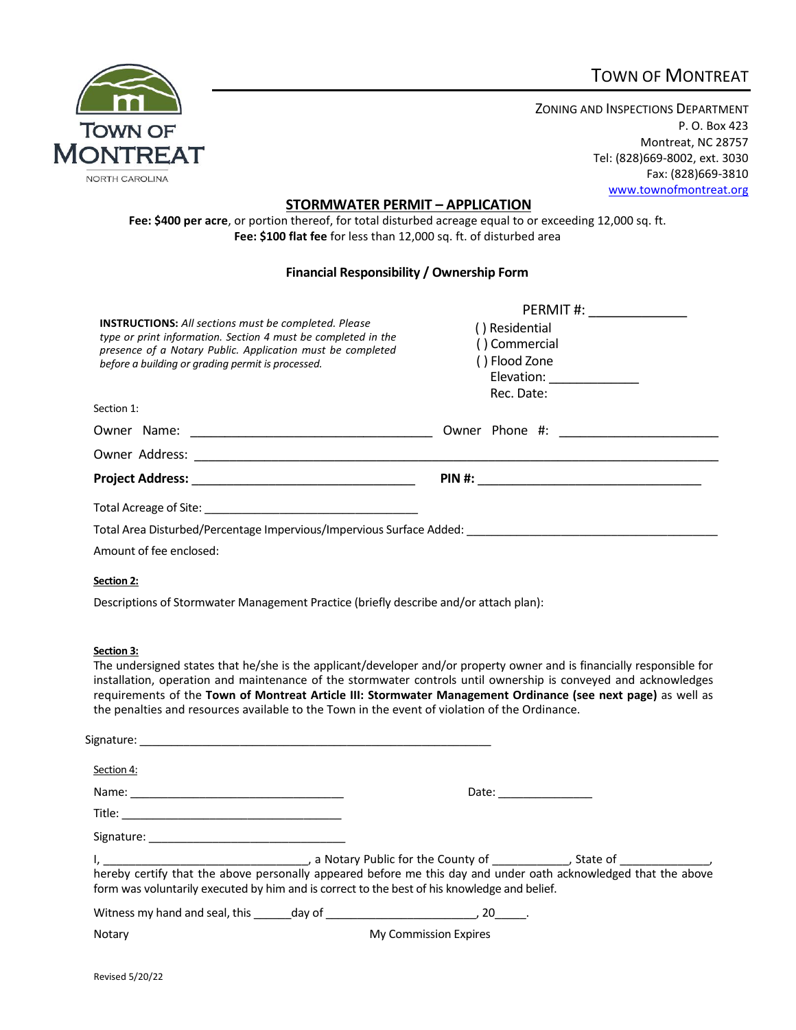# Town of Montreat

Zoning and Inspections Department
P. O. Box 423
Montreat, NC 28757
Tel: (828)669-8002, ext. 3030
Fax: (828)669-3810
www.townofmontreat.org

## STORMWATER PERMIT – APPLICATION

**Fee: $400 per acre**, or portion thereof, for total disturbed acreage equal to or exceeding 12,000 sq. ft.
**Fee: $100 flat fee** for less than 12,000 sq. ft. of disturbed area

### Financial Responsibility / Ownership Form

**INSTRUCTIONS:** *All sections must be completed. Please type or print information. Section 4 must be completed in the presence of a Notary Public. Application must be completed before a building or grading permit is processed.*

PERMIT #: _____________
( ) Residential
( ) Commercial
( ) Flood Zone
Elevation: ____________
Rec. Date:

Section 1:

Owner Name: ___________________________________ Owner Phone #: ______________________

Owner Address: _____________________________________________________________________

**Project Address:** _________________________________ **PIN #:** _________________________________

Total Acreage of Site: _________________________________

Total Area Disturbed/Percentage Impervious/Impervious Surface Added: _______________________________________

Amount of fee enclosed:

**Section 2:**

Descriptions of Stormwater Management Practice (briefly describe and/or attach plan):

**Section 3:**

The undersigned states that he/she is the applicant/developer and/or property owner and is financially responsible for installation, operation and maintenance of the stormwater controls until ownership is conveyed and acknowledges requirements of the **Town of Montreat Article III: Stormwater Management Ordinance (see next page)** as well as the penalties and resources available to the Town in the event of violation of the Ordinance.

Signature: ____________________________________________________________

Section 4:

Name: __________________________________ Date: _______________

Title: __________________________________

Signature: ______________________________

I, _________________________________, a Notary Public for the County of ___________, State of _____________, hereby certify that the above personally appeared before me this day and under oath acknowledged that the above form was voluntarily executed by him and is correct to the best of his knowledge and belief.

Witness my hand and seal, this ______day of _______________________, 20_____.

Notary My Commission Expires

Revised 5/20/22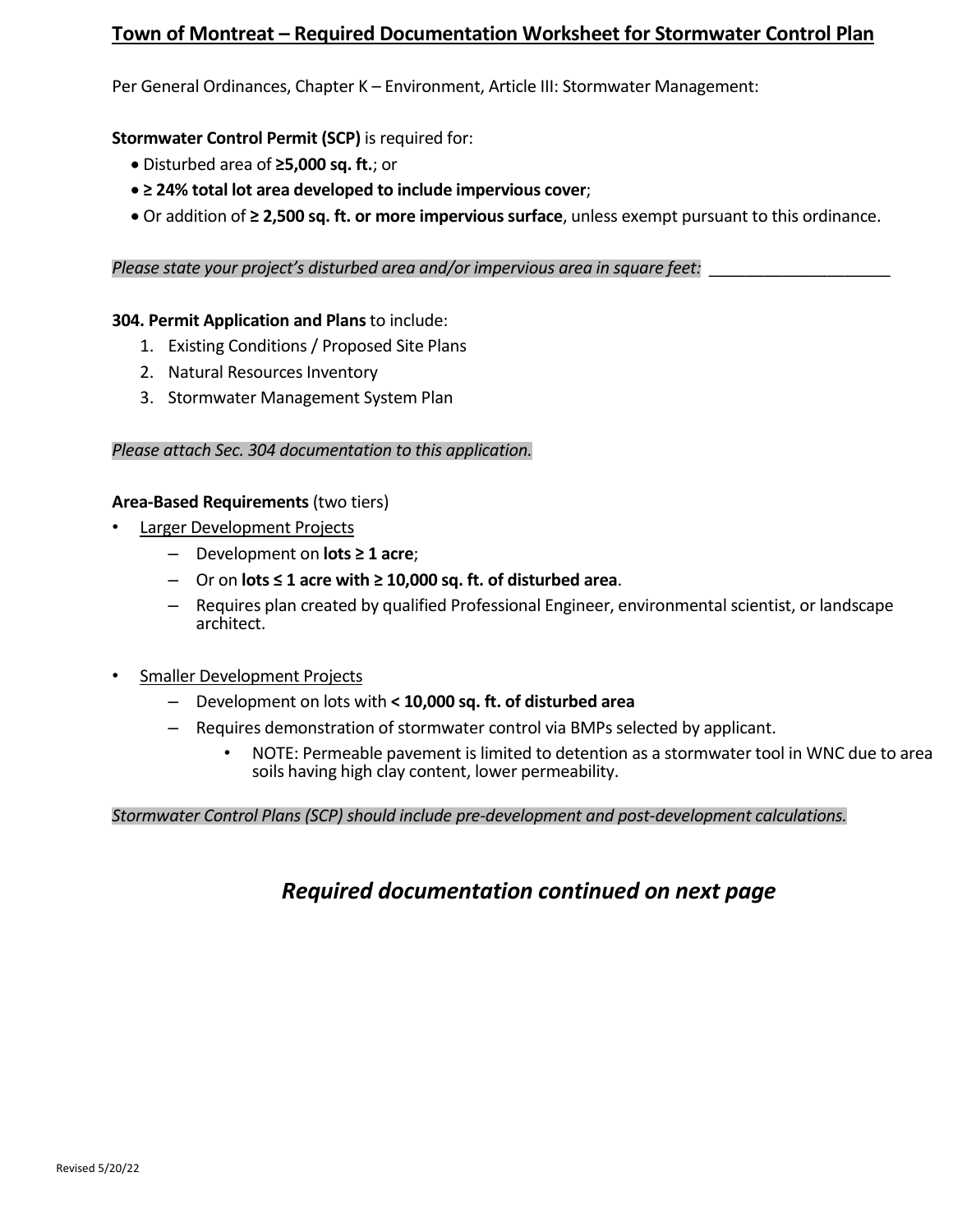## Town of Montreat – Required Documentation Worksheet for Stormwater Control Plan

Per General Ordinances, Chapter K – Environment, Article III: Stormwater Management:

**Stormwater Control Permit (SCP)** is required for:

- Disturbed area of **≥5,000 sq. ft.**; or
- **≥ 24% total lot area developed to include impervious cover**;
- Or addition of **≥ 2,500 sq. ft. or more impervious surface**, unless exempt pursuant to this ordinance.

*Please state your project's disturbed area and/or impervious area in square feet:* ____________________

**304. Permit Application and Plans** to include:

1. Existing Conditions / Proposed Site Plans
2. Natural Resources Inventory
3. Stormwater Management System Plan

*Please attach Sec. 304 documentation to this application.*

**Area-Based Requirements** (two tiers)

- Larger Development Projects
  - Development on **lots ≥ 1 acre**;
  - Or on **lots ≤ 1 acre with ≥ 10,000 sq. ft. of disturbed area**.
  - Requires plan created by qualified Professional Engineer, environmental scientist, or landscape architect.

- Smaller Development Projects
  - Development on lots with **< 10,000 sq. ft. of disturbed area**
  - Requires demonstration of stormwater control via BMPs selected by applicant.
    - NOTE: Permeable pavement is limited to detention as a stormwater tool in WNC due to area soils having high clay content, lower permeability.

*Stormwater Control Plans (SCP) should include pre-development and post-development calculations.*

### *Required documentation continued on next page*

Revised 5/20/22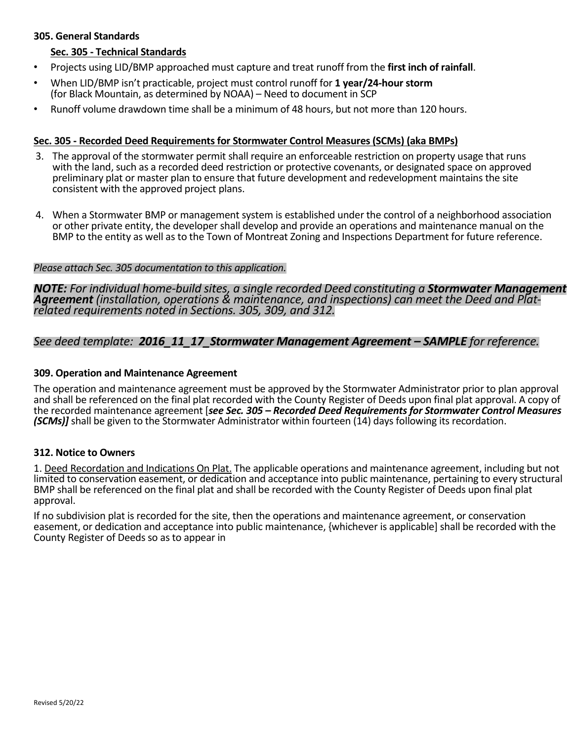**305. General Standards**

**Sec. 305 - Technical Standards**

- Projects using LID/BMP approached must capture and treat runoff from the **first inch of rainfall**.
- When LID/BMP isn't practicable, project must control runoff for **1 year/24-hour storm** (for Black Mountain, as determined by NOAA) – Need to document in SCP
- Runoff volume drawdown time shall be a minimum of 48 hours, but not more than 120 hours.

**Sec. 305 - Recorded Deed Requirements for Stormwater Control Measures (SCMs) (aka BMPs)**

3. The approval of the stormwater permit shall require an enforceable restriction on property usage that runs with the land, such as a recorded deed restriction or protective covenants, or designated space on approved preliminary plat or master plan to ensure that future development and redevelopment maintains the site consistent with the approved project plans.

4. When a Stormwater BMP or management system is established under the control of a neighborhood association or other private entity, the developer shall develop and provide an operations and maintenance manual on the BMP to the entity as well as to the Town of Montreat Zoning and Inspections Department for future reference.

*Please attach Sec. 305 documentation to this application.*

***NOTE:*** *For individual home-build sites, a single recorded Deed constituting a* ***Stormwater Management Agreement*** *(installation, operations & maintenance, and inspections) can meet the Deed and Plat-related requirements noted in Sections. 305, 309, and 312.*

*See deed template:* ***2016_11_17_Stormwater Management Agreement – SAMPLE*** *for reference.*

**309. Operation and Maintenance Agreement**

The operation and maintenance agreement must be approved by the Stormwater Administrator prior to plan approval and shall be referenced on the final plat recorded with the County Register of Deeds upon final plat approval. A copy of the recorded maintenance agreement [***see Sec. 305 – Recorded Deed Requirements for Stormwater Control Measures (SCMs)]*** shall be given to the Stormwater Administrator within fourteen (14) days following its recordation.

**312. Notice to Owners**

1. Deed Recordation and Indications On Plat. The applicable operations and maintenance agreement, including but not limited to conservation easement, or dedication and acceptance into public maintenance, pertaining to every structural BMP shall be referenced on the final plat and shall be recorded with the County Register of Deeds upon final plat approval.

If no subdivision plat is recorded for the site, then the operations and maintenance agreement, or conservation easement, or dedication and acceptance into public maintenance, {whichever is applicable] shall be recorded with the County Register of Deeds so as to appear in

Revised 5/20/22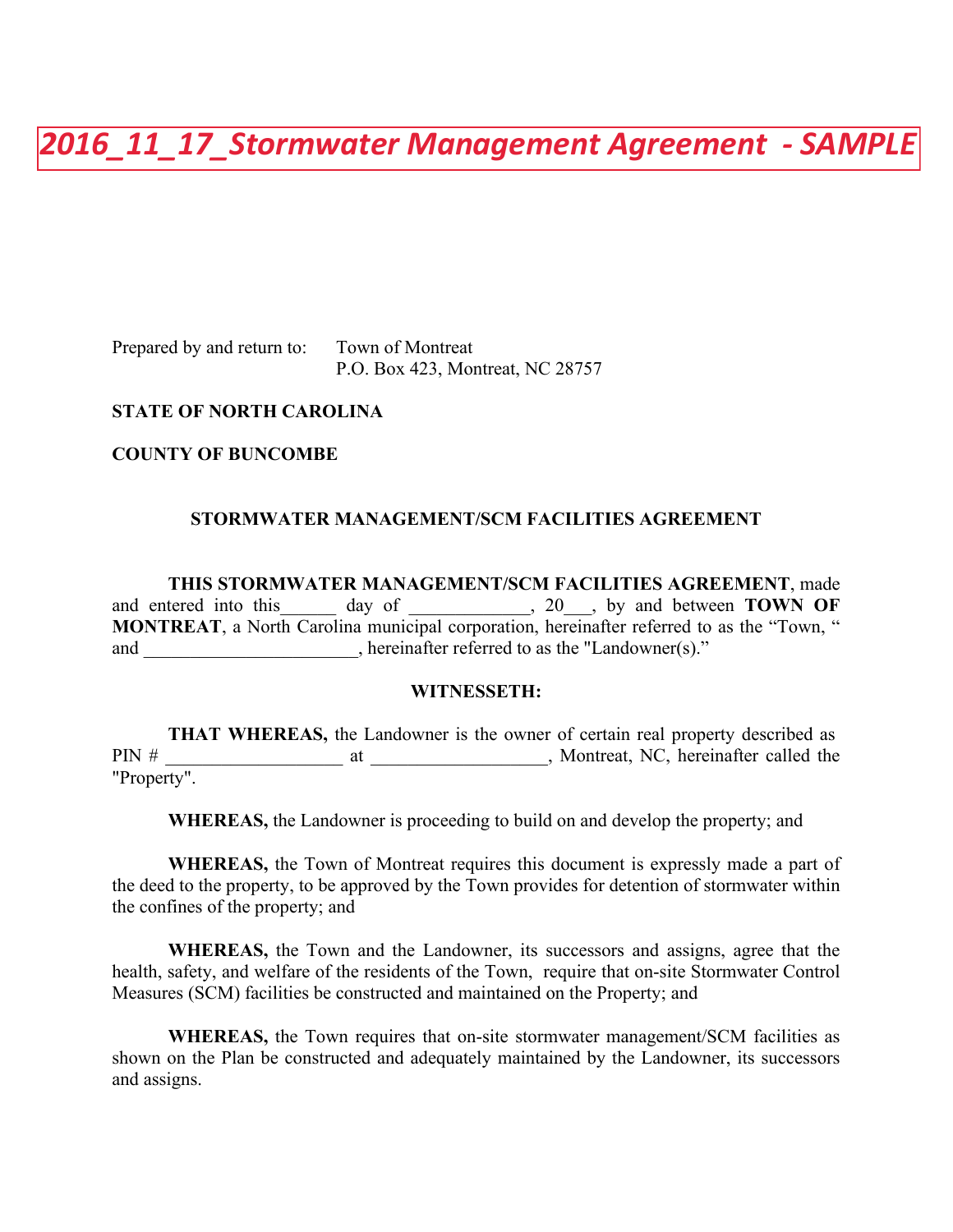# 2016_11_17_Stormwater Management Agreement - SAMPLE

Prepared by and return to: Town of Montreat
P.O. Box 423, Montreat, NC 28757

**STATE OF NORTH CAROLINA**

**COUNTY OF BUNCOMBE**

**STORMWATER MANAGEMENT/SCM FACILITIES AGREEMENT**

**THIS STORMWATER MANAGEMENT/SCM FACILITIES AGREEMENT**, made and entered into this______ day of _____________, 20___, by and between **TOWN OF MONTREAT**, a North Carolina municipal corporation, hereinafter referred to as the "Town, " and _______________________, hereinafter referred to as the "Landowner(s)."

**WITNESSETH:**

**THAT WHEREAS,** the Landowner is the owner of certain real property described as PIN # ___________________ at ___________________, Montreat, NC, hereinafter called the "Property".

**WHEREAS,** the Landowner is proceeding to build on and develop the property; and

**WHEREAS,** the Town of Montreat requires this document is expressly made a part of the deed to the property, to be approved by the Town provides for detention of stormwater within the confines of the property; and

**WHEREAS,** the Town and the Landowner, its successors and assigns, agree that the health, safety, and welfare of the residents of the Town, require that on-site Stormwater Control Measures (SCM) facilities be constructed and maintained on the Property; and

**WHEREAS,** the Town requires that on-site stormwater management/SCM facilities as shown on the Plan be constructed and adequately maintained by the Landowner, its successors and assigns.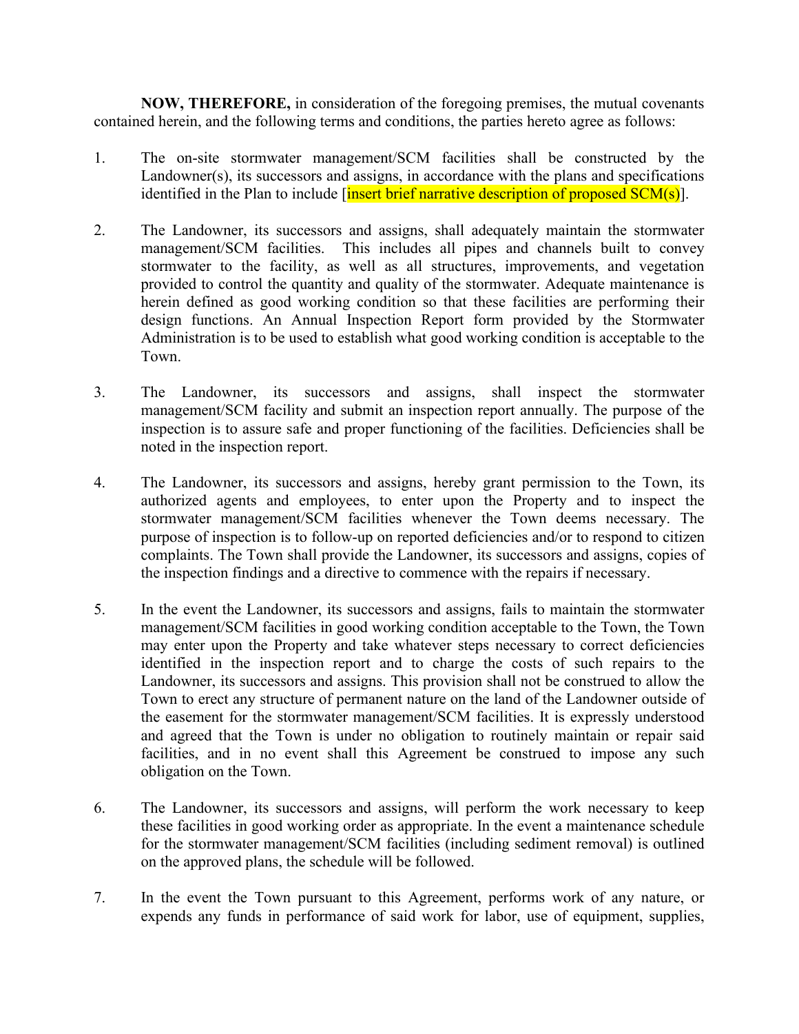**NOW, THEREFORE,** in consideration of the foregoing premises, the mutual covenants contained herein, and the following terms and conditions, the parties hereto agree as follows:

1. The on-site stormwater management/SCM facilities shall be constructed by the Landowner(s), its successors and assigns, in accordance with the plans and specifications identified in the Plan to include [insert brief narrative description of proposed SCM(s)].

2. The Landowner, its successors and assigns, shall adequately maintain the stormwater management/SCM facilities. This includes all pipes and channels built to convey stormwater to the facility, as well as all structures, improvements, and vegetation provided to control the quantity and quality of the stormwater. Adequate maintenance is herein defined as good working condition so that these facilities are performing their design functions. An Annual Inspection Report form provided by the Stormwater Administration is to be used to establish what good working condition is acceptable to the Town.

3. The Landowner, its successors and assigns, shall inspect the stormwater management/SCM facility and submit an inspection report annually. The purpose of the inspection is to assure safe and proper functioning of the facilities. Deficiencies shall be noted in the inspection report.

4. The Landowner, its successors and assigns, hereby grant permission to the Town, its authorized agents and employees, to enter upon the Property and to inspect the stormwater management/SCM facilities whenever the Town deems necessary. The purpose of inspection is to follow-up on reported deficiencies and/or to respond to citizen complaints. The Town shall provide the Landowner, its successors and assigns, copies of the inspection findings and a directive to commence with the repairs if necessary.

5. In the event the Landowner, its successors and assigns, fails to maintain the stormwater management/SCM facilities in good working condition acceptable to the Town, the Town may enter upon the Property and take whatever steps necessary to correct deficiencies identified in the inspection report and to charge the costs of such repairs to the Landowner, its successors and assigns. This provision shall not be construed to allow the Town to erect any structure of permanent nature on the land of the Landowner outside of the easement for the stormwater management/SCM facilities. It is expressly understood and agreed that the Town is under no obligation to routinely maintain or repair said facilities, and in no event shall this Agreement be construed to impose any such obligation on the Town.

6. The Landowner, its successors and assigns, will perform the work necessary to keep these facilities in good working order as appropriate. In the event a maintenance schedule for the stormwater management/SCM facilities (including sediment removal) is outlined on the approved plans, the schedule will be followed.

7. In the event the Town pursuant to this Agreement, performs work of any nature, or expends any funds in performance of said work for labor, use of equipment, supplies,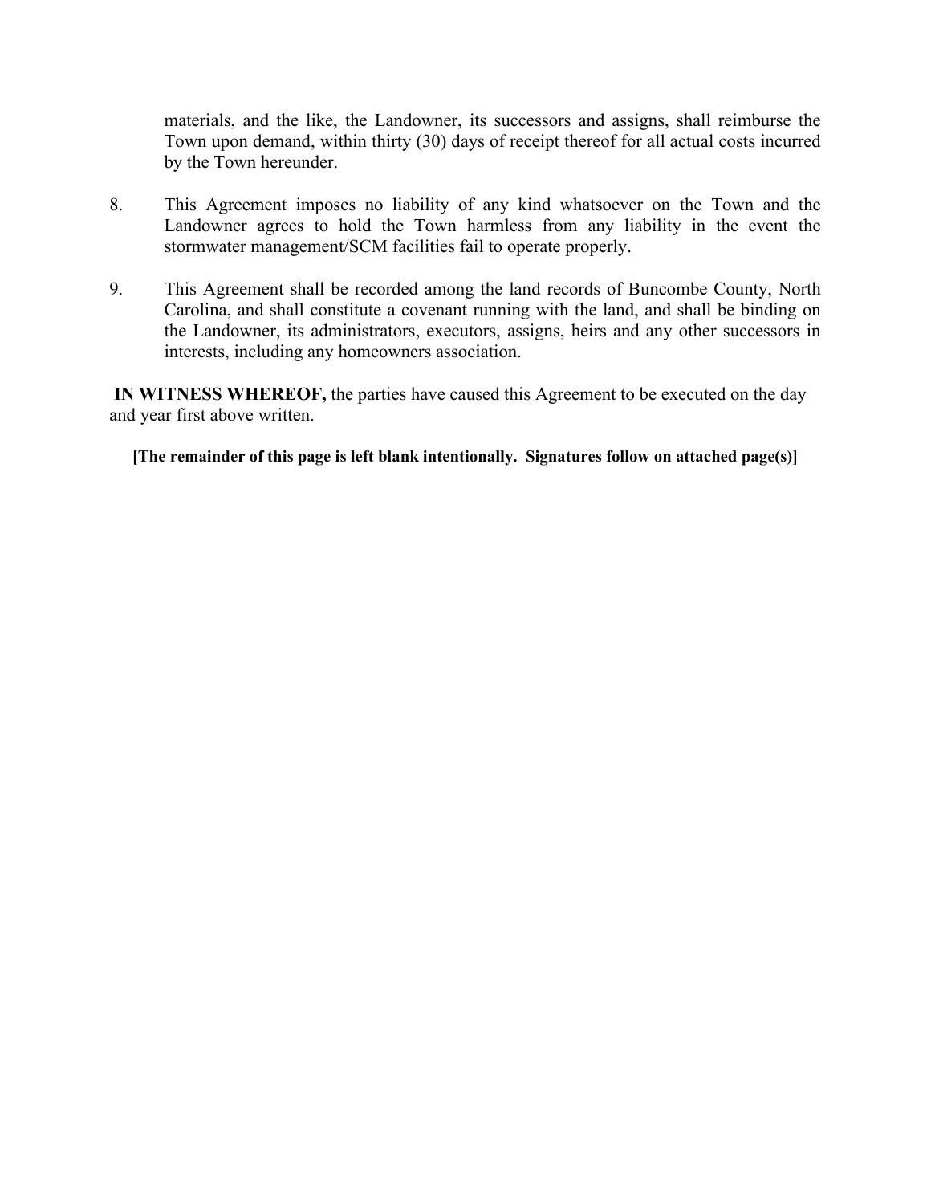materials, and the like, the Landowner, its successors and assigns, shall reimburse the Town upon demand, within thirty (30) days of receipt thereof for all actual costs incurred by the Town hereunder.

8. This Agreement imposes no liability of any kind whatsoever on the Town and the Landowner agrees to hold the Town harmless from any liability in the event the stormwater management/SCM facilities fail to operate properly.

9. This Agreement shall be recorded among the land records of Buncombe County, North Carolina, and shall constitute a covenant running with the land, and shall be binding on the Landowner, its administrators, executors, assigns, heirs and any other successors in interests, including any homeowners association.

**IN WITNESS WHEREOF,** the parties have caused this Agreement to be executed on the day and year first above written.

**[The remainder of this page is left blank intentionally. Signatures follow on attached page(s)]**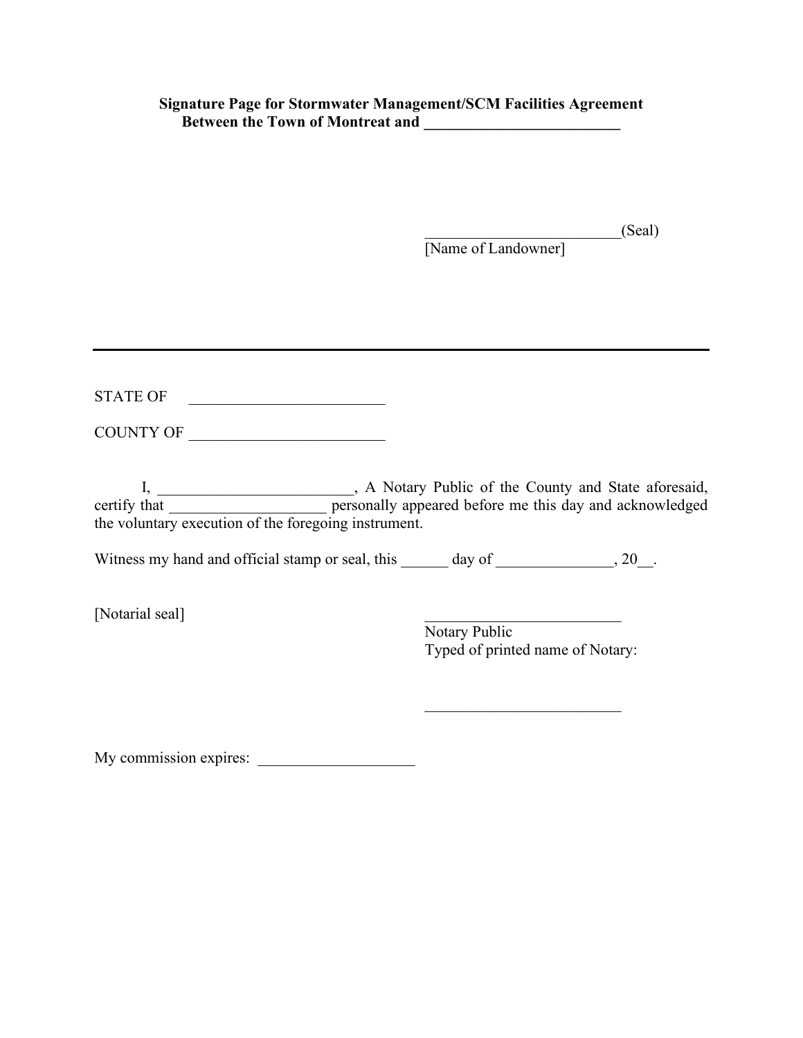**Signature Page for Stormwater Management/SCM Facilities Agreement Between the Town of Montreat and __________________________**

_________________________(Seal)
[Name of Landowner]

---

STATE OF _________________________

COUNTY OF _________________________

I, _________________________, A Notary Public of the County and State aforesaid, certify that ____________________ personally appeared before me this day and acknowledged the voluntary execution of the foregoing instrument.

Witness my hand and official stamp or seal, this ______ day of _______________, 20__.

[Notarial seal]

_________________________
Notary Public
Typed of printed name of Notary:

_________________________

My commission expires: ____________________